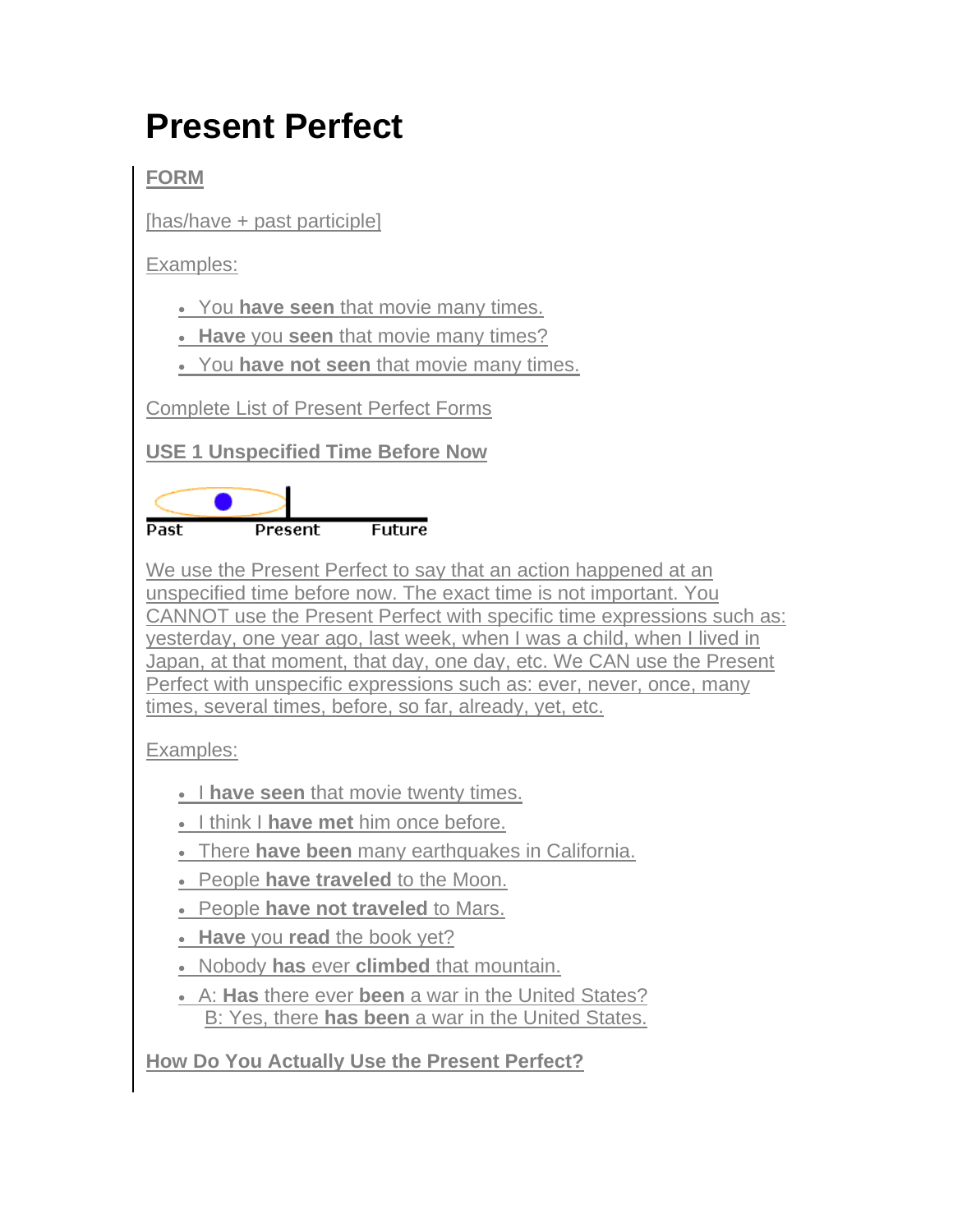# Present Perfect

**FORM**

[has/have + past participle]

Examples:

- You **have seen** that movie many times.
- **Have** you **seen** that movie many times?
- You **have not seen** that movie many times.

Complete List of Present Perfect Forms

**USE 1 Unspecified Time Before Now**

Past Present Future

We use the Present Perfect to say that an action happened at an unspecified time before now. The exact time is not important. You CANNOT use the Present Perfect with specific time expressions such as: yesterday, one year ago, last week, when I was a child, when I lived in Japan, at that moment, that day, one day, etc. We CAN use the Present Perfect with unspecific expressions such as: ever, never, once, many times, several times, before, so far, already, yet, etc.

Examples:

- I **have seen** that movie twenty times.
- I think I **have met** him once before.
- There **have been** many earthquakes in California.
- People **have traveled** to the Moon.
- People **have not traveled** to Mars.
- **Have** you **read** the book yet?
- Nobody **has** ever **climbed** that mountain.
- A: **Has** there ever **been** a war in the United States?
  B: Yes, there **has been** a war in the United States.

**How Do You Actually Use the Present Perfect?**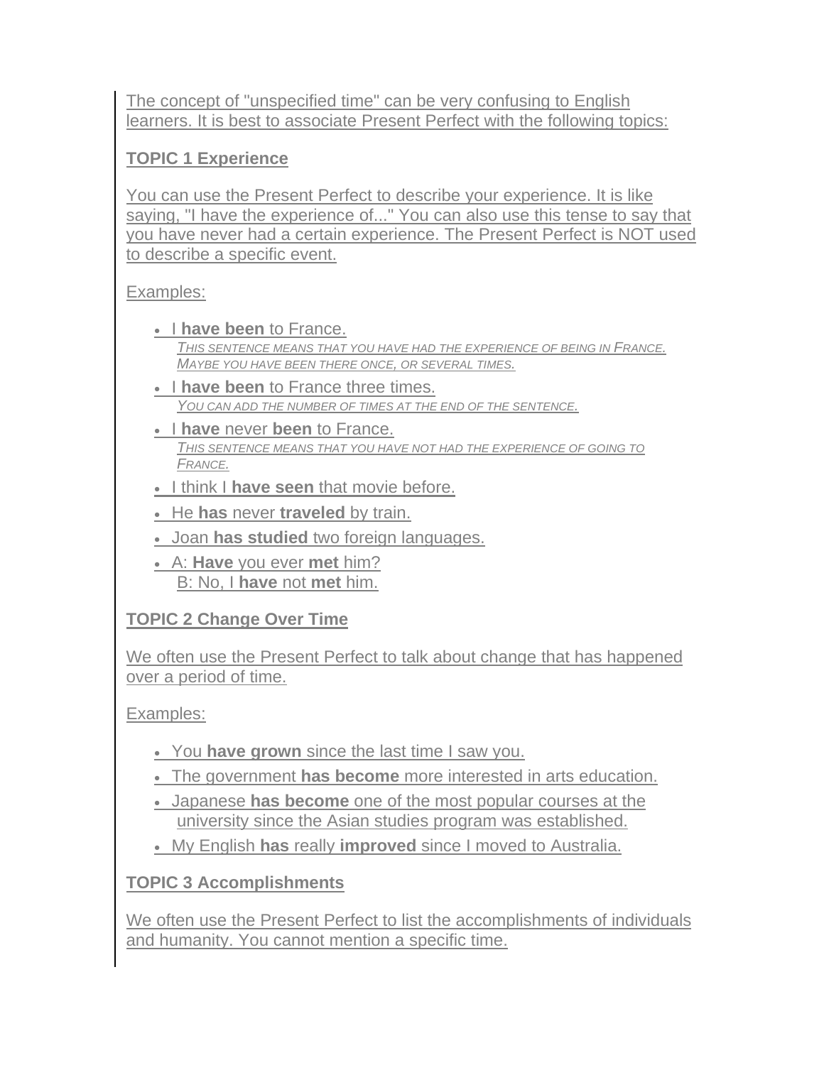The concept of "unspecified time" can be very confusing to English learners. It is best to associate Present Perfect with the following topics:

**TOPIC 1 Experience**

You can use the Present Perfect to describe your experience. It is like saying, "I have the experience of..." You can also use this tense to say that you have never had a certain experience. The Present Perfect is NOT used to describe a specific event.

Examples:

- I **have been** to France.
  *This sentence means that you have had the experience of being in France. Maybe you have been there once, or several times.*
- I **have been** to France three times.
  *You can add the number of times at the end of the sentence.*
- I **have** never **been** to France.
  *This sentence means that you have not had the experience of going to France.*
- I think I **have seen** that movie before.
- He **has** never **traveled** by train.
- Joan **has studied** two foreign languages.
- A: **Have** you ever **met** him?
  B: No, I **have** not **met** him.

**TOPIC 2 Change Over Time**

We often use the Present Perfect to talk about change that has happened over a period of time.

Examples:

- You **have grown** since the last time I saw you.
- The government **has become** more interested in arts education.
- Japanese **has become** one of the most popular courses at the university since the Asian studies program was established.
- My English **has** really **improved** since I moved to Australia.

**TOPIC 3 Accomplishments**

We often use the Present Perfect to list the accomplishments of individuals and humanity. You cannot mention a specific time.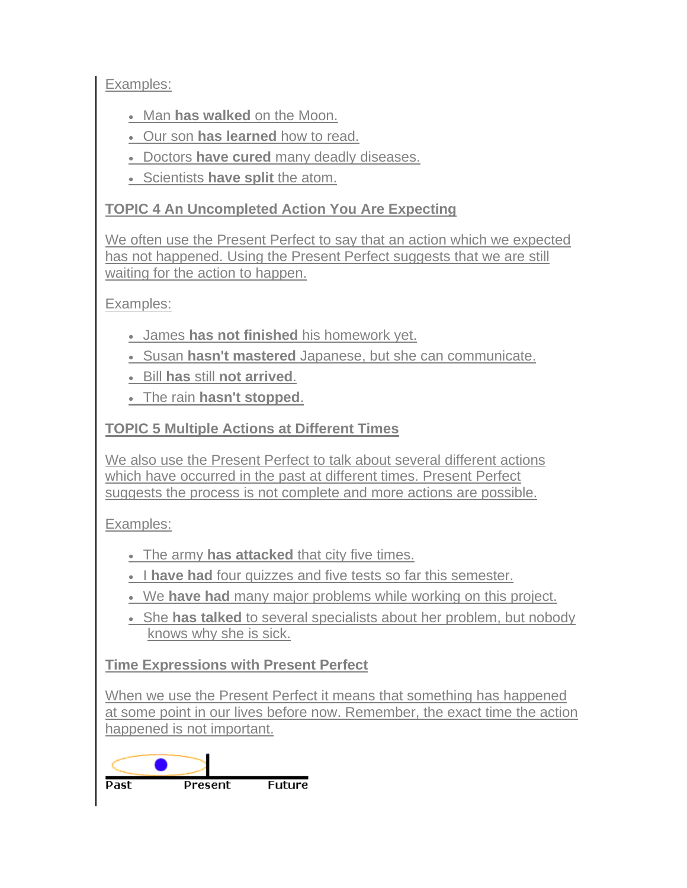Examples:

- Man **has walked** on the Moon.
- Our son **has learned** how to read.
- Doctors **have cured** many deadly diseases.
- Scientists **have split** the atom.

**TOPIC 4 An Uncompleted Action You Are Expecting**

We often use the Present Perfect to say that an action which we expected has not happened. Using the Present Perfect suggests that we are still waiting for the action to happen.

Examples:

- James **has not finished** his homework yet.
- Susan **hasn't mastered** Japanese, but she can communicate.
- Bill **has** still **not arrived**.
- The rain **hasn't stopped**.

**TOPIC 5 Multiple Actions at Different Times**

We also use the Present Perfect to talk about several different actions which have occurred in the past at different times. Present Perfect suggests the process is not complete and more actions are possible.

Examples:

- The army **has attacked** that city five times.
- I **have had** four quizzes and five tests so far this semester.
- We **have had** many major problems while working on this project.
- She **has talked** to several specialists about her problem, but nobody knows why she is sick.

**Time Expressions with Present Perfect**

When we use the Present Perfect it means that something has happened at some point in our lives before now. Remember, the exact time the action happened is not important.

Past Present Future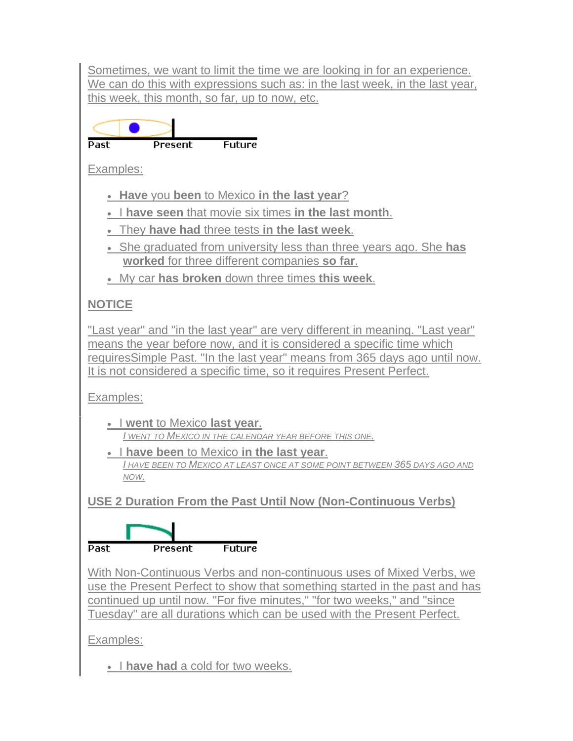Sometimes, we want to limit the time we are looking in for an experience. We can do this with expressions such as: in the last week, in the last year, this week, this month, so far, up to now, etc.

Past Present Future

Examples:

- **Have** you **been** to Mexico **in the last year**?
- I **have seen** that movie six times **in the last month**.
- They **have had** three tests **in the last week**.
- She graduated from university less than three years ago. She **has worked** for three different companies **so far**.
- My car **has broken** down three times **this week**.

**NOTICE**

"Last year" and "in the last year" are very different in meaning. "Last year" means the year before now, and it is considered a specific time which requiresSimple Past. "In the last year" means from 365 days ago until now. It is not considered a specific time, so it requires Present Perfect.

Examples:

- I **went** to Mexico **last year**.
  *I WENT TO MEXICO IN THE CALENDAR YEAR BEFORE THIS ONE.*
- I **have been** to Mexico **in the last year**.
  *I HAVE BEEN TO MEXICO AT LEAST ONCE AT SOME POINT BETWEEN 365 DAYS AGO AND NOW.*

**USE 2 Duration From the Past Until Now (Non-Continuous Verbs)**

Past Present Future

With Non-Continuous Verbs and non-continuous uses of Mixed Verbs, we use the Present Perfect to show that something started in the past and has continued up until now. "For five minutes," "for two weeks," and "since Tuesday" are all durations which can be used with the Present Perfect.

Examples:

- I **have had** a cold for two weeks.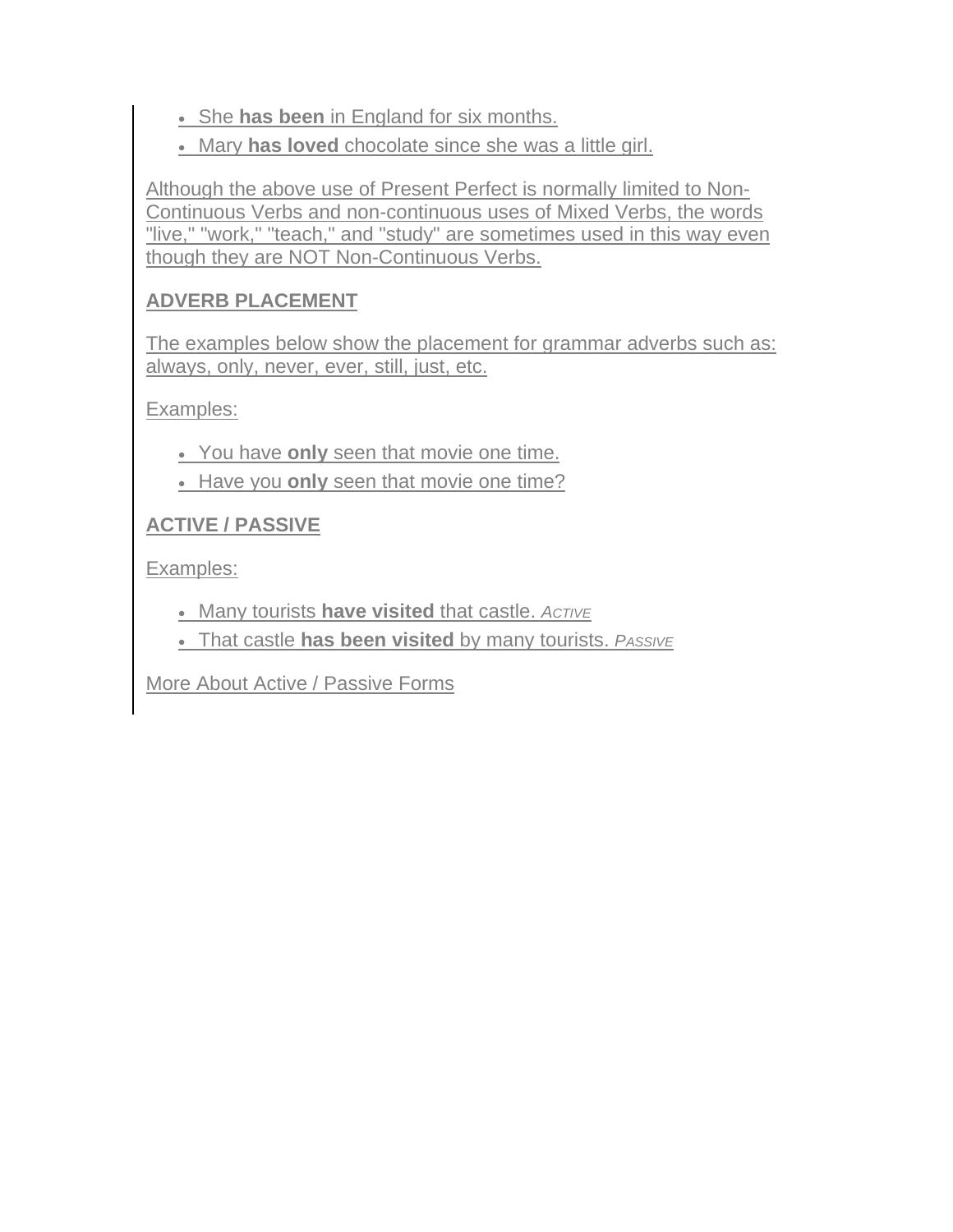- She **has been** in England for six months.
- Mary **has loved** chocolate since she was a little girl.

Although the above use of Present Perfect is normally limited to Non-Continuous Verbs and non-continuous uses of Mixed Verbs, the words "live," "work," "teach," and "study" are sometimes used in this way even though they are NOT Non-Continuous Verbs.

## ADVERB PLACEMENT

The examples below show the placement for grammar adverbs such as: always, only, never, ever, still, just, etc.

Examples:

- You have **only** seen that movie one time.
- Have you **only** seen that movie one time?

## ACTIVE / PASSIVE

Examples:

- Many tourists **have visited** that castle. *ACTIVE*
- That castle **has been visited** by many tourists. *PASSIVE*

More About Active / Passive Forms